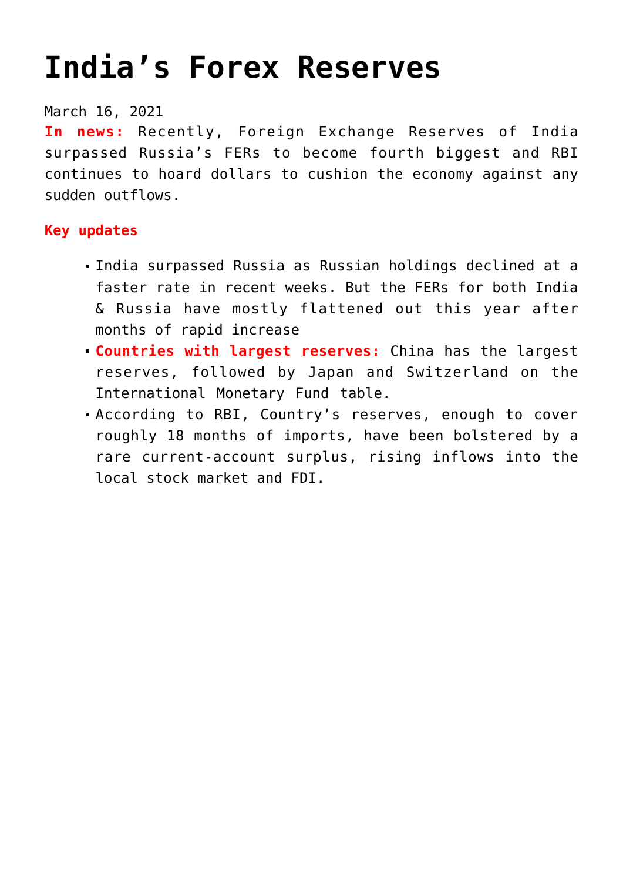# India’s Forex Reserves

March 16, 2021

**In news:** Recently, Foreign Exchange Reserves of India surpassed Russia’s FERs to become fourth biggest and RBI continues to hoard dollars to cushion the economy against any sudden outflows.

**Key updates**

- India surpassed Russia as Russian holdings declined at a faster rate in recent weeks. But the FERs for both India & Russia have mostly flattened out this year after months of rapid increase
- **Countries with largest reserves:** China has the largest reserves, followed by Japan and Switzerland on the International Monetary Fund table.
- According to RBI, Country’s reserves, enough to cover roughly 18 months of imports, have been bolstered by a rare current-account surplus, rising inflows into the local stock market and FDI.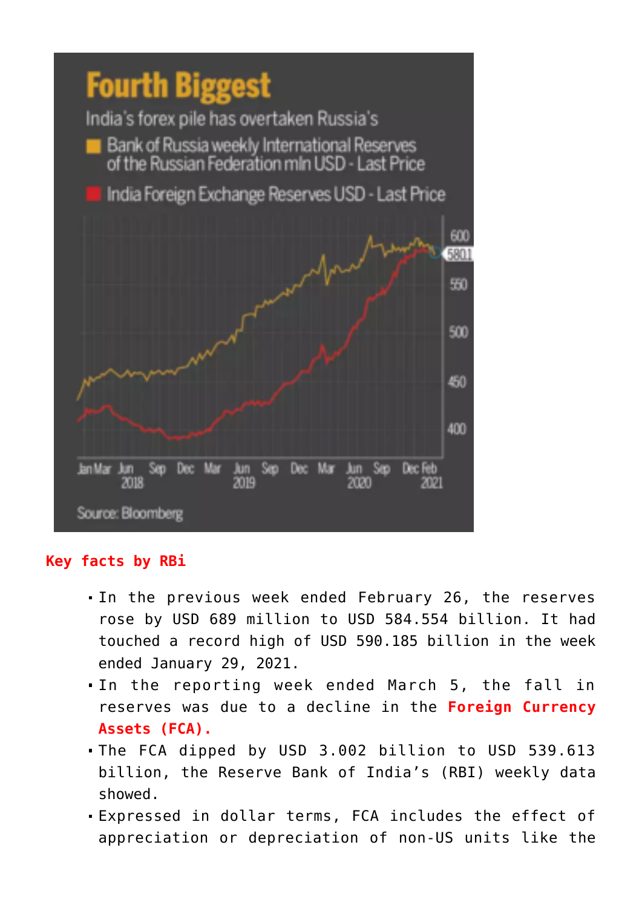**Fourth Biggest**

India's forex pile has overtaken Russia's

- Bank of Russia weekly International Reserves of the Russian Federation mln USD - Last Price
- India Foreign Exchange Reserves USD - Last Price

Source: Bloomberg

**Key facts by RBi**

- In the previous week ended February 26, the reserves rose by USD 689 million to USD 584.554 billion. It had touched a record high of USD 590.185 billion in the week ended January 29, 2021.
- In the reporting week ended March 5, the fall in reserves was due to a decline in the **Foreign Currency Assets (FCA).**
- The FCA dipped by USD 3.002 billion to USD 539.613 billion, the Reserve Bank of India's (RBI) weekly data showed.
- Expressed in dollar terms, FCA includes the effect of appreciation or depreciation of non-US units like the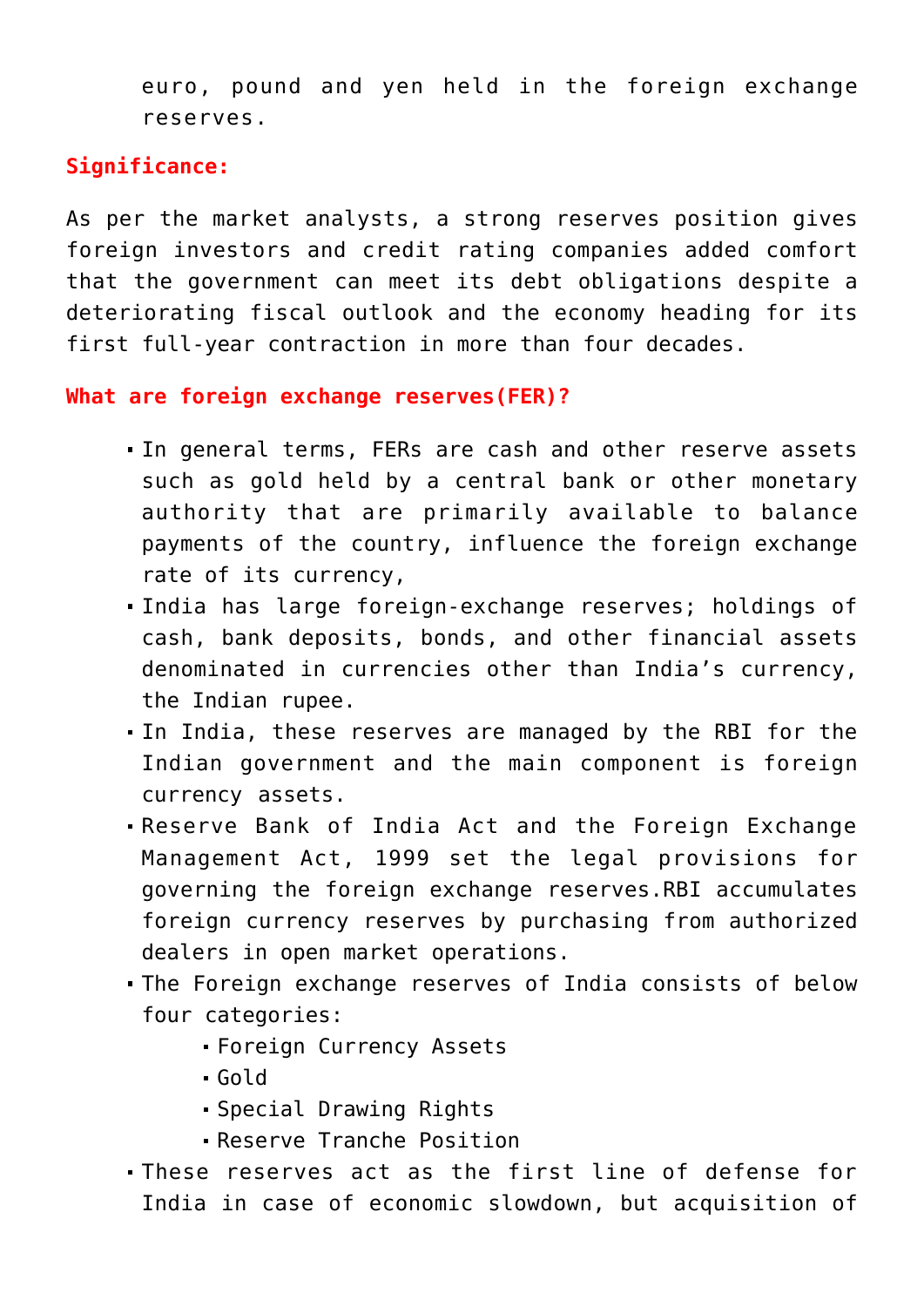euro, pound and yen held in the foreign exchange reserves.

**Significance:**

As per the market analysts, a strong reserves position gives foreign investors and credit rating companies added comfort that the government can meet its debt obligations despite a deteriorating fiscal outlook and the economy heading for its first full-year contraction in more than four decades.

**What are foreign exchange reserves(FER)?**

- In general terms, FERs are cash and other reserve assets such as gold held by a central bank or other monetary authority that are primarily available to balance payments of the country, influence the foreign exchange rate of its currency,
- India has large foreign-exchange reserves; holdings of cash, bank deposits, bonds, and other financial assets denominated in currencies other than India's currency, the Indian rupee.
- In India, these reserves are managed by the RBI for the Indian government and the main component is foreign currency assets.
- Reserve Bank of India Act and the Foreign Exchange Management Act, 1999 set the legal provisions for governing the foreign exchange reserves.RBI accumulates foreign currency reserves by purchasing from authorized dealers in open market operations.
- The Foreign exchange reserves of India consists of below four categories:
  - Foreign Currency Assets
  - Gold
  - Special Drawing Rights
  - Reserve Tranche Position
- These reserves act as the first line of defense for India in case of economic slowdown, but acquisition of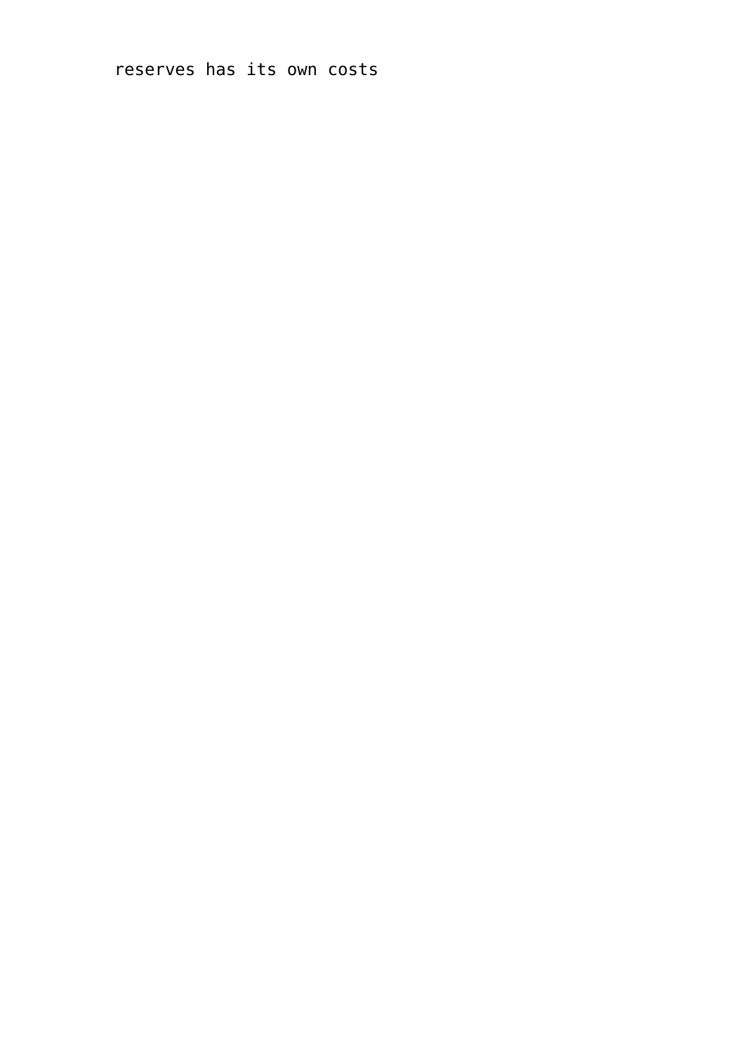reserves has its own costs